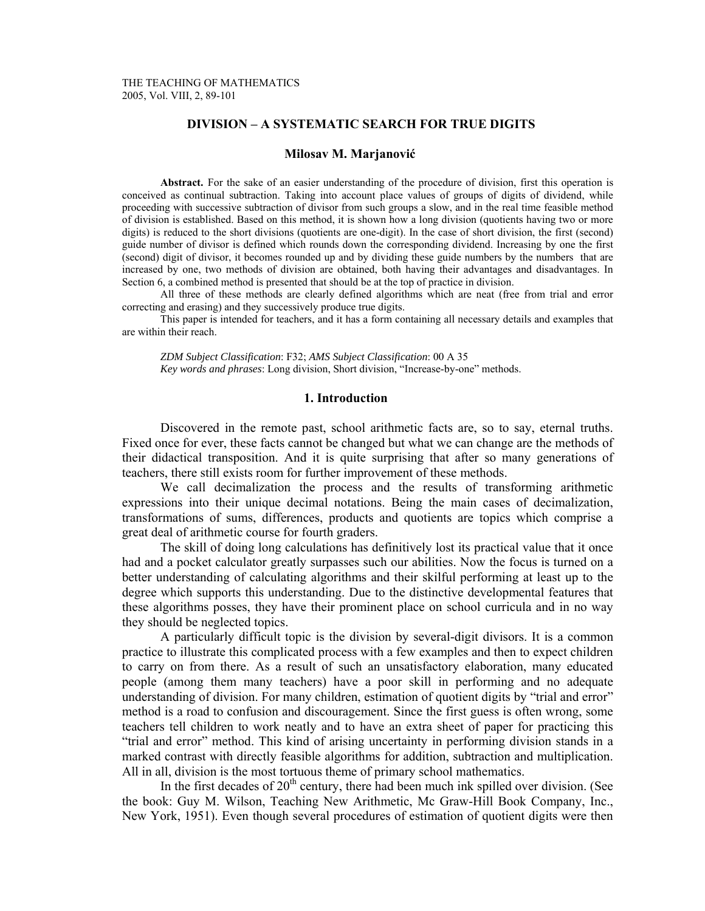# DIVISION – A SYSTEMATIC SEARCH FOR TRUE DIGITS

**Milosav M. Marjanović**

**Abstract.** For the sake of an easier understanding of the procedure of division, first this operation is conceived as continual subtraction. Taking into account place values of groups of digits of dividend, while proceeding with successive subtraction of divisor from such groups a slow, and in the real time feasible method of division is established. Based on this method, it is shown how a long division (quotients having two or more digits) is reduced to the short divisions (quotients are one-digit). In the case of short division, the first (second) guide number of divisor is defined which rounds down the corresponding dividend. Increasing by one the first (second) digit of divisor, it becomes rounded up and by dividing these guide numbers by the numbers that are increased by one, two methods of division are obtained, both having their advantages and disadvantages. In Section 6, a combined method is presented that should be at the top of practice in division.

All three of these methods are clearly defined algorithms which are neat (free from trial and error correcting and erasing) and they successively produce true digits.

This paper is intended for teachers, and it has a form containing all necessary details and examples that are within their reach.

*ZDM Subject Classification*: F32; *AMS Subject Classification*: 00 A 35
*Key words and phrases*: Long division, Short division, "Increase-by-one" methods.

## 1. Introduction

Discovered in the remote past, school arithmetic facts are, so to say, eternal truths. Fixed once for ever, these facts cannot be changed but what we can change are the methods of their didactical transposition. And it is quite surprising that after so many generations of teachers, there still exists room for further improvement of these methods.

We call decimalization the process and the results of transforming arithmetic expressions into their unique decimal notations. Being the main cases of decimalization, transformations of sums, differences, products and quotients are topics which comprise a great deal of arithmetic course for fourth graders.

The skill of doing long calculations has definitively lost its practical value that it once had and a pocket calculator greatly surpasses such our abilities. Now the focus is turned on a better understanding of calculating algorithms and their skilful performing at least up to the degree which supports this understanding. Due to the distinctive developmental features that these algorithms posses, they have their prominent place on school curricula and in no way they should be neglected topics.

A particularly difficult topic is the division by several-digit divisors. It is a common practice to illustrate this complicated process with a few examples and then to expect children to carry on from there. As a result of such an unsatisfactory elaboration, many educated people (among them many teachers) have a poor skill in performing and no adequate understanding of division. For many children, estimation of quotient digits by "trial and error" method is a road to confusion and discouragement. Since the first guess is often wrong, some teachers tell children to work neatly and to have an extra sheet of paper for practicing this "trial and error" method. This kind of arising uncertainty in performing division stands in a marked contrast with directly feasible algorithms for addition, subtraction and multiplication. All in all, division is the most tortuous theme of primary school mathematics.

In the first decades of $20^{th}$ century, there had been much ink spilled over division. (See the book: Guy M. Wilson, Teaching New Arithmetic, Mc Graw-Hill Book Company, Inc., New York, 1951). Even though several procedures of estimation of quotient digits were then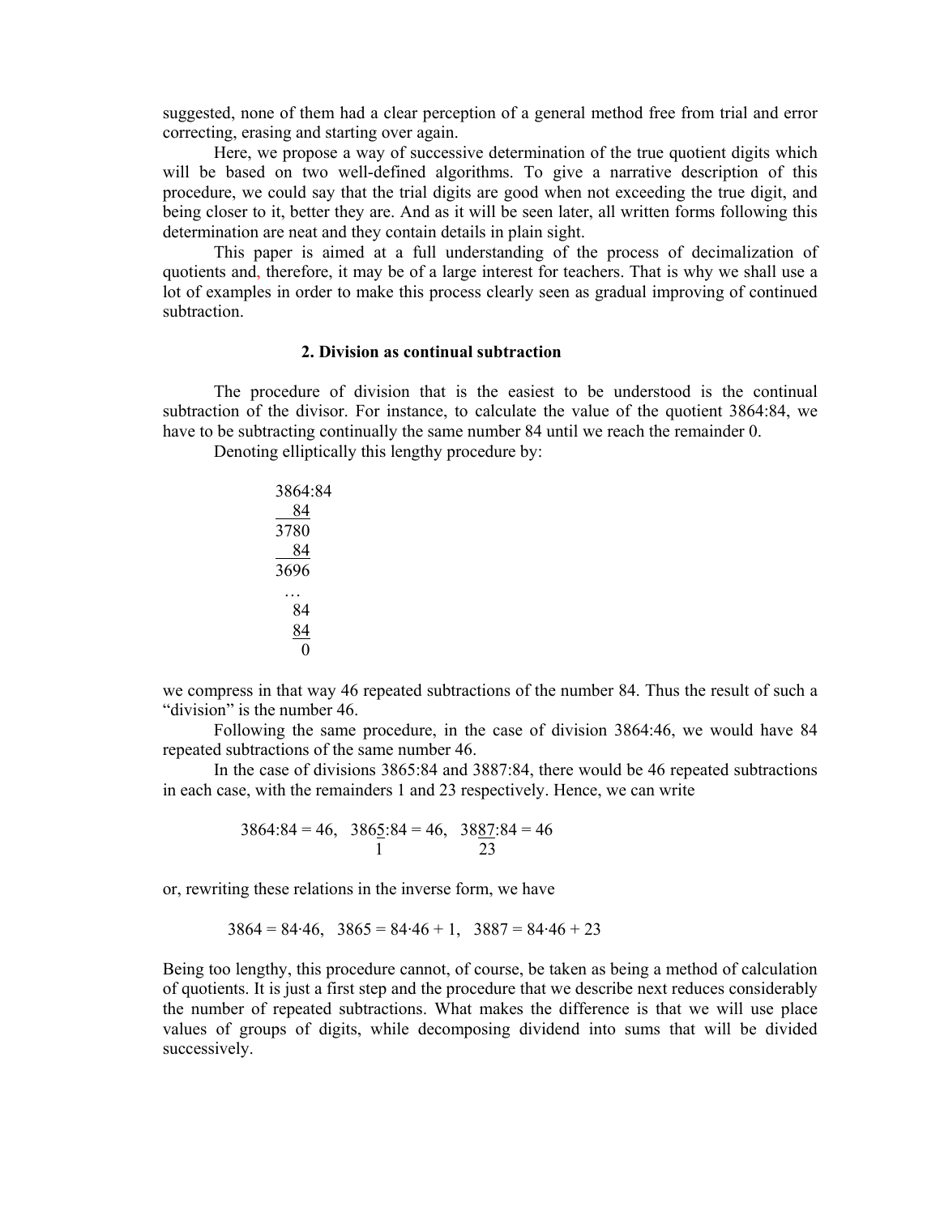suggested, none of them had a clear perception of a general method free from trial and error correcting, erasing and starting over again.

Here, we propose a way of successive determination of the true quotient digits which will be based on two well-defined algorithms. To give a narrative description of this procedure, we could say that the trial digits are good when not exceeding the true digit, and being closer to it, better they are. And as it will be seen later, all written forms following this determination are neat and they contain details in plain sight.

This paper is aimed at a full understanding of the process of decimalization of quotients and, therefore, it may be of a large interest for teachers. That is why we shall use a lot of examples in order to make this process clearly seen as gradual improving of continued subtraction.

## 2. Division as continual subtraction

The procedure of division that is the easiest to be understood is the continual subtraction of the divisor. For instance, to calculate the value of the quotient 3864:84, we have to be subtracting continually the same number 84 until we reach the remainder 0.

Denoting elliptically this lengthy procedure by:

```
3864:84
  84
3780
  84
3696
 …
  84
  84
   0
```

we compress in that way 46 repeated subtractions of the number 84. Thus the result of such a "division" is the number 46.

Following the same procedure, in the case of division 3864:46, we would have 84 repeated subtractions of the same number 46.

In the case of divisions 3865:84 and 3887:84, there would be 46 repeated subtractions in each case, with the remainders 1 and 23 respectively. Hence, we can write

```
3864:84 = 46,   3865:84 = 46,   3887:84 = 46
                   1                23
```

or, rewriting these relations in the inverse form, we have

$$3864 = 84 \cdot 46, \quad 3865 = 84 \cdot 46 + 1, \quad 3887 = 84 \cdot 46 + 23$$

Being too lengthy, this procedure cannot, of course, be taken as being a method of calculation of quotients. It is just a first step and the procedure that we describe next reduces considerably the number of repeated subtractions. What makes the difference is that we will use place values of groups of digits, while decomposing dividend into sums that will be divided successively.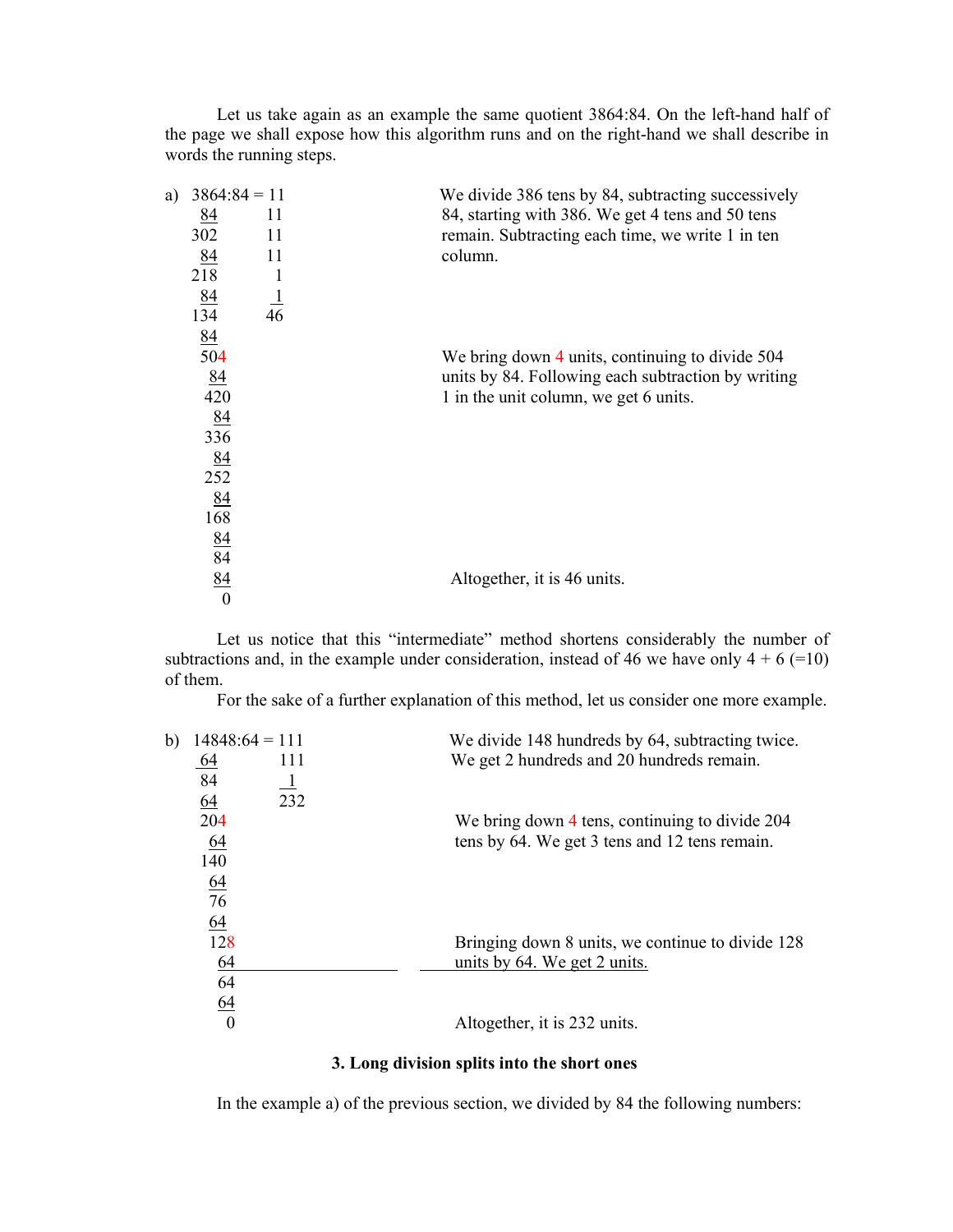Let us take again as an example the same quotient 3864:84. On the left-hand half of the page we shall expose how this algorithm runs and on the right-hand we shall describe in words the running steps.

a)

```
3864:84 = 11
 84       11
302       11
 84       11
218        1
 84        1
134       46
 84
 504
  84
 420
  84
 336
  84
 252
  84
 168
  84
  84
  84
   0
```

We divide 386 tens by 84, subtracting successively 84, starting with 386. We get 4 tens and 50 tens remain. Subtracting each time, we write 1 in ten column.

We bring down 4 units, continuing to divide 504 units by 84. Following each subtraction by writing 1 in the unit column, we get 6 units.

Altogether, it is 46 units.

Let us notice that this "intermediate" method shortens considerably the number of subtractions and, in the example under consideration, instead of 46 we have only 4 + 6 (=10) of them.

For the sake of a further explanation of this method, let us consider one more example.

b)

```
14848:64 = 111
 64        111
 84          1
 64        232
 204
  64
 140
  64
  76
  64
  128
   64
   64
   64
    0
```

We divide 148 hundreds by 64, subtracting twice. We get 2 hundreds and 20 hundreds remain.

We bring down 4 tens, continuing to divide 204 tens by 64. We get 3 tens and 12 tens remain.

Bringing down 8 units, we continue to divide 128 units by 64. We get 2 units.

Altogether, it is 232 units.

### 3. Long division splits into the short ones

In the example a) of the previous section, we divided by 84 the following numbers: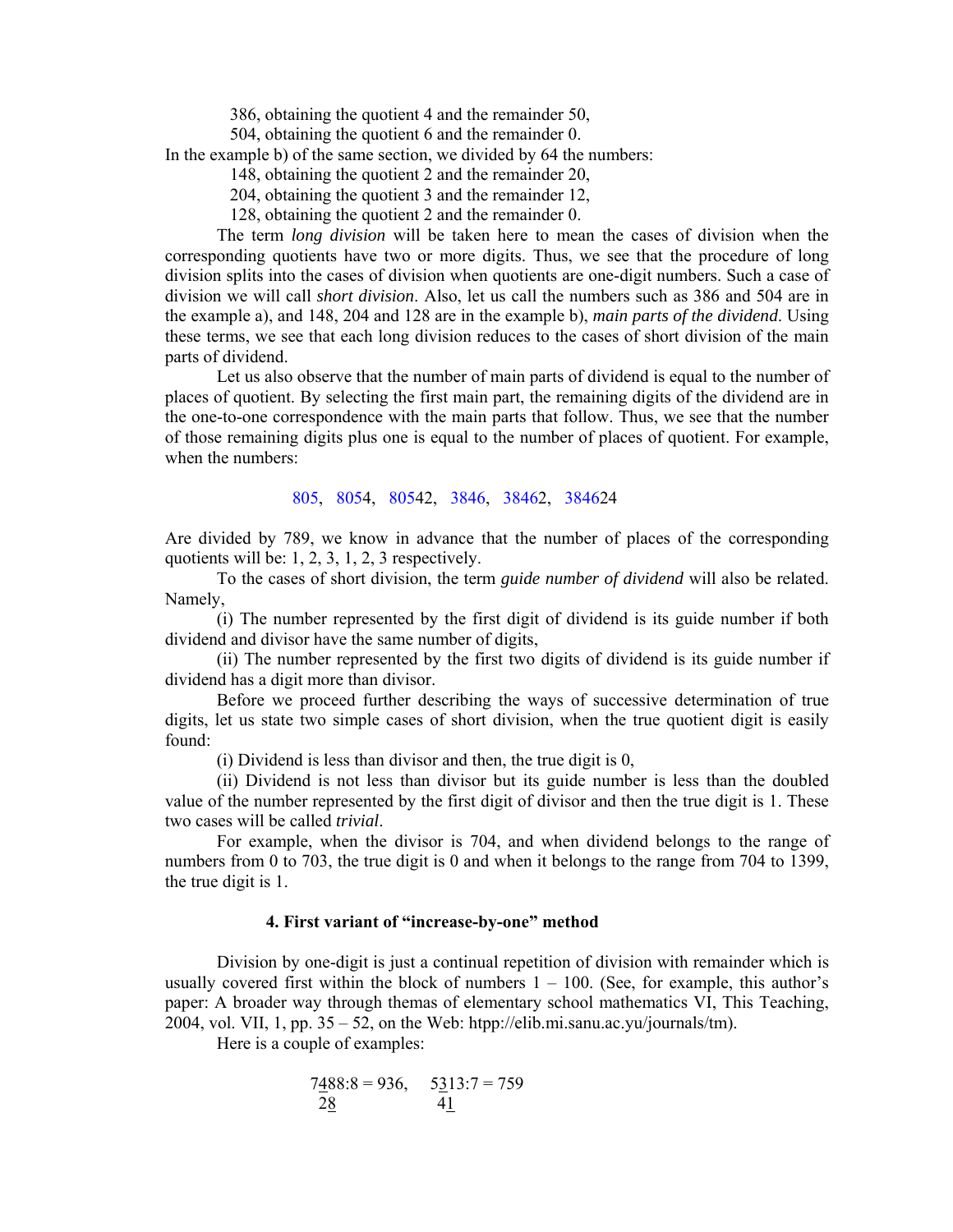386, obtaining the quotient 4 and the remainder 50,

504, obtaining the quotient 6 and the remainder 0.

In the example b) of the same section, we divided by 64 the numbers:

148, obtaining the quotient 2 and the remainder 20,

204, obtaining the quotient 3 and the remainder 12,

128, obtaining the quotient 2 and the remainder 0.

The term *long division* will be taken here to mean the cases of division when the corresponding quotients have two or more digits. Thus, we see that the procedure of long division splits into the cases of division when quotients are one-digit numbers. Such a case of division we will call *short division*. Also, let us call the numbers such as 386 and 504 are in the example a), and 148, 204 and 128 are in the example b), *main parts of the dividend*. Using these terms, we see that each long division reduces to the cases of short division of the main parts of dividend.

Let us also observe that the number of main parts of dividend is equal to the number of places of quotient. By selecting the first main part, the remaining digits of the dividend are in the one-to-one correspondence with the main parts that follow. Thus, we see that the number of those remaining digits plus one is equal to the number of places of quotient. For example, when the numbers:

805, 8054, 80542, 3846, 38462, 384624

Are divided by 789, we know in advance that the number of places of the corresponding quotients will be: 1, 2, 3, 1, 2, 3 respectively.

To the cases of short division, the term *guide number of dividend* will also be related. Namely,

(i) The number represented by the first digit of dividend is its guide number if both dividend and divisor have the same number of digits,

(ii) The number represented by the first two digits of dividend is its guide number if dividend has a digit more than divisor.

Before we proceed further describing the ways of successive determination of true digits, let us state two simple cases of short division, when the true quotient digit is easily found:

(i) Dividend is less than divisor and then, the true digit is 0,

(ii) Dividend is not less than divisor but its guide number is less than the doubled value of the number represented by the first digit of divisor and then the true digit is 1. These two cases will be called *trivial*.

For example, when the divisor is 704, and when dividend belongs to the range of numbers from 0 to 703, the true digit is 0 and when it belongs to the range from 704 to 1399, the true digit is 1.

### 4. First variant of "increase-by-one" method

Division by one-digit is just a continual repetition of division with remainder which is usually covered first within the block of numbers 1 – 100. (See, for example, this author's paper: A broader way through themas of elementary school mathematics VI, This Teaching, 2004, vol. VII, 1, pp. 35 – 52, on the Web: htpp://elib.mi.sanu.ac.yu/journals/tm).

Here is a couple of examples:

```
7488:8 = 936,    5313:7 = 759
 28               41
```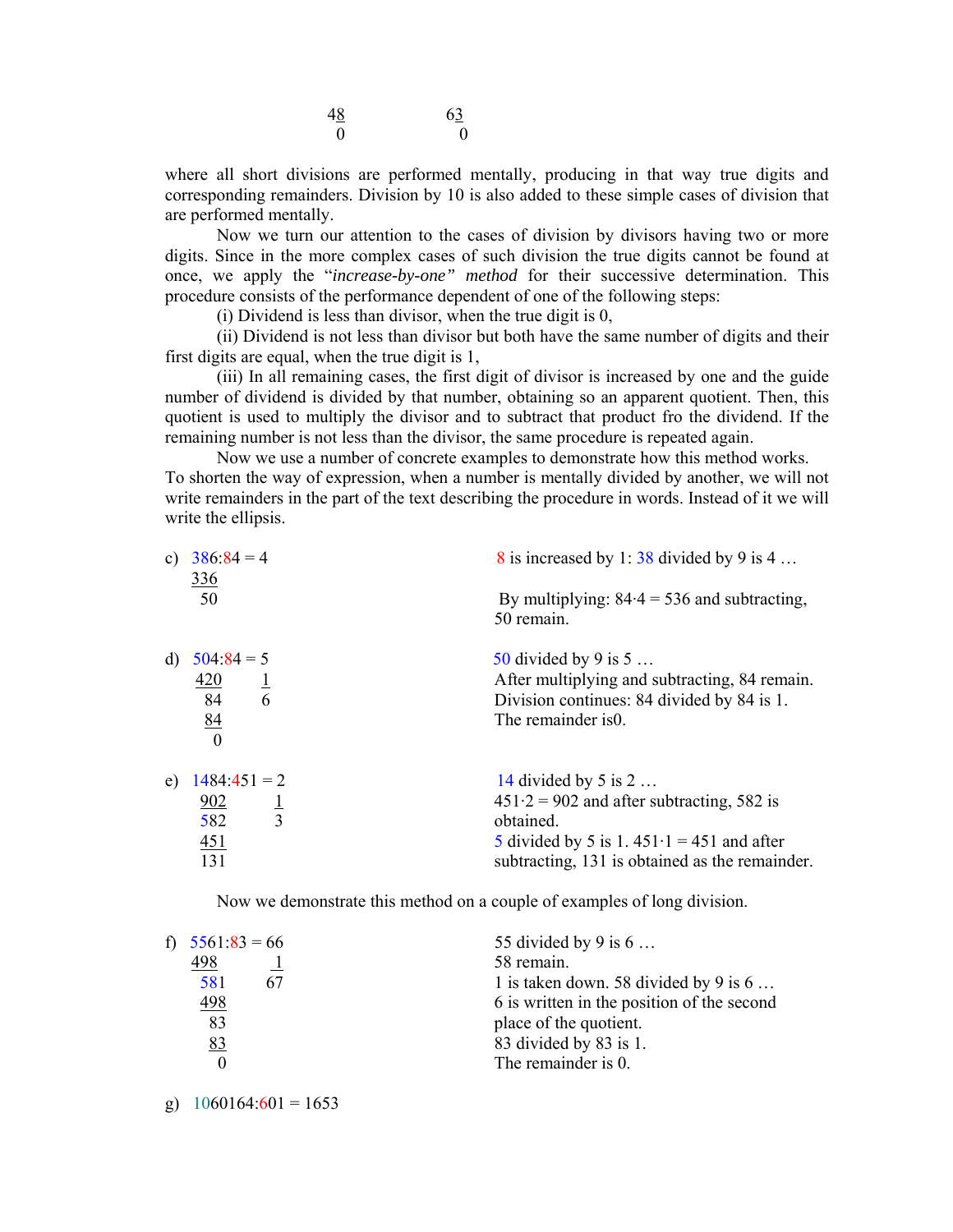```
    48          63
     0           0
```

where all short divisions are performed mentally, producing in that way true digits and corresponding remainders. Division by 10 is also added to these simple cases of division that are performed mentally.

Now we turn our attention to the cases of division by divisors having two or more digits. Since in the more complex cases of such division the true digits cannot be found at once, we apply the "*increase-by-one" method* for their successive determination. This procedure consists of the performance dependent of one of the following steps:

(i) Dividend is less than divisor, when the true digit is 0,

(ii) Dividend is not less than divisor but both have the same number of digits and their first digits are equal, when the true digit is 1,

(iii) In all remaining cases, the first digit of divisor is increased by one and the guide number of dividend is divided by that number, obtaining so an apparent quotient. Then, this quotient is used to multiply the divisor and to subtract that product fro the dividend. If the remaining number is not less than the divisor, the same procedure is repeated again.

Now we use a number of concrete examples to demonstrate how this method works. To shorten the way of expression, when a number is mentally divided by another, we will not write remainders in the part of the text describing the procedure in words. Instead of it we will write the ellipsis.

c)
```
386:84 = 4
336
 50
```
8 is increased by 1: 38 divided by 9 is 4 …

By multiplying: 84·4 = 536 and subtracting, 50 remain.

d)
```
504:84 = 5
420        1
 84        6
 84
  0
```
50 divided by 9 is 5 …
After multiplying and subtracting, 84 remain.
Division continues: 84 divided by 84 is 1.
The remainder is0.

e)
```
1484:451 = 2
 902        1
 582        3
 451
 131
```
14 divided by 5 is 2 …
451·2 = 902 and after subtracting, 582 is obtained.
5 divided by 5 is 1. 451·1 = 451 and after subtracting, 131 is obtained as the remainder.

Now we demonstrate this method on a couple of examples of long division.

f)
```
5561:83 = 66
498          1
 581        67
 498
  83
  83
   0
```
55 divided by 9 is 6 …
58 remain.
1 is taken down. 58 divided by 9 is 6 …
6 is written in the position of the second place of the quotient.
83 divided by 83 is 1.
The remainder is 0.

g) 1060164:601 = 1653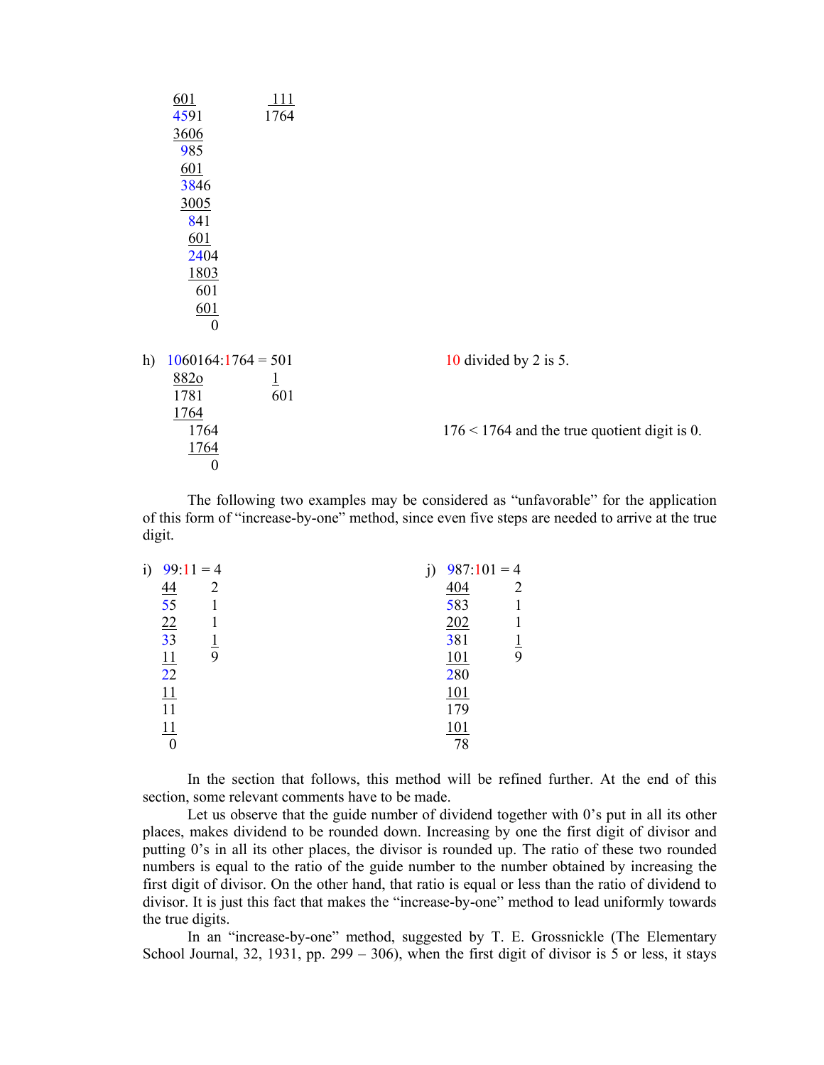```
601            111
4591          1764
3606
 985
 601
 3846
 3005
  841
  601
  2404
  1803
   601
   601
     0
```

h) 1060164:1764 = 501 — 10 divided by 2 is 5.

```
 882o          1
 1781         601
 1764
   1764        176 < 1764 and the true quotient digit is 0.
   1764
      0
```

The following two examples may be considered as "unfavorable" for the application of this form of "increase-by-one" method, since even five steps are needed to arrive at the true digit.

i) 99:11 = 4

```
44    2
55    1
22    1
33    1
11    9
22
11
11
11
 0
```

j) 987:101 = 4

```
404    2
583    1
202    1
381    1
101    9
280
101
179
101
 78
```

In the section that follows, this method will be refined further. At the end of this section, some relevant comments have to be made.

Let us observe that the guide number of dividend together with 0's put in all its other places, makes dividend to be rounded down. Increasing by one the first digit of divisor and putting 0's in all its other places, the divisor is rounded up. The ratio of these two rounded numbers is equal to the ratio of the guide number to the number obtained by increasing the first digit of divisor. On the other hand, that ratio is equal or less than the ratio of dividend to divisor. It is just this fact that makes the "increase-by-one" method to lead uniformly towards the true digits.

In an "increase-by-one" method, suggested by T. E. Grossnickle (The Elementary School Journal, 32, 1931, pp. 299 – 306), when the first digit of divisor is 5 or less, it stays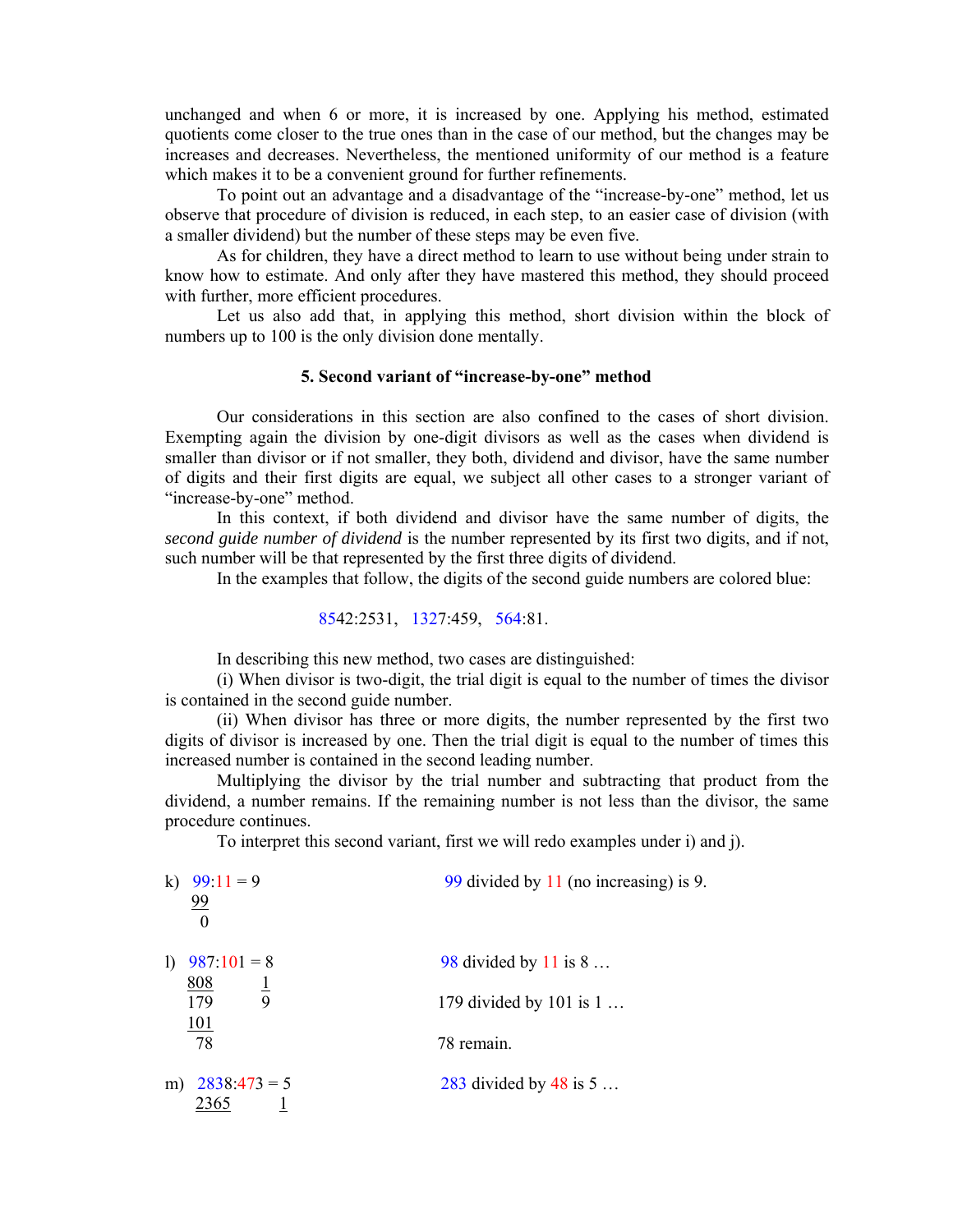unchanged and when 6 or more, it is increased by one. Applying his method, estimated quotients come closer to the true ones than in the case of our method, but the changes may be increases and decreases. Nevertheless, the mentioned uniformity of our method is a feature which makes it to be a convenient ground for further refinements.

To point out an advantage and a disadvantage of the "increase-by-one" method, let us observe that procedure of division is reduced, in each step, to an easier case of division (with a smaller dividend) but the number of these steps may be even five.

As for children, they have a direct method to learn to use without being under strain to know how to estimate. And only after they have mastered this method, they should proceed with further, more efficient procedures.

Let us also add that, in applying this method, short division within the block of numbers up to 100 is the only division done mentally.

### 5. Second variant of "increase-by-one" method

Our considerations in this section are also confined to the cases of short division. Exempting again the division by one-digit divisors as well as the cases when dividend is smaller than divisor or if not smaller, they both, dividend and divisor, have the same number of digits and their first digits are equal, we subject all other cases to a stronger variant of "increase-by-one" method.

In this context, if both dividend and divisor have the same number of digits, the *second guide number of dividend* is the number represented by its first two digits, and if not, such number will be that represented by the first three digits of dividend.

In the examples that follow, the digits of the second guide numbers are colored blue:

8542:2531, 1327:459, 564:81.

In describing this new method, two cases are distinguished:

(i) When divisor is two-digit, the trial digit is equal to the number of times the divisor is contained in the second guide number.

(ii) When divisor has three or more digits, the number represented by the first two digits of divisor is increased by one. Then the trial digit is equal to the number of times this increased number is contained in the second leading number.

Multiplying the divisor by the trial number and subtracting that product from the dividend, a number remains. If the remaining number is not less than the divisor, the same procedure continues.

To interpret this second variant, first we will redo examples under i) and j).

```
k)  99:11 = 9                  99 divided by 11 (no increasing) is 9.
    99
     0

l)  987:101 = 8                98 divided by 11 is 8 …
    808         1
    179         9              179 divided by 101 is 1 …
    101
     78                        78 remain.

m)  2838:473 = 5               283 divided by 48 is 5 …
    2365        1
```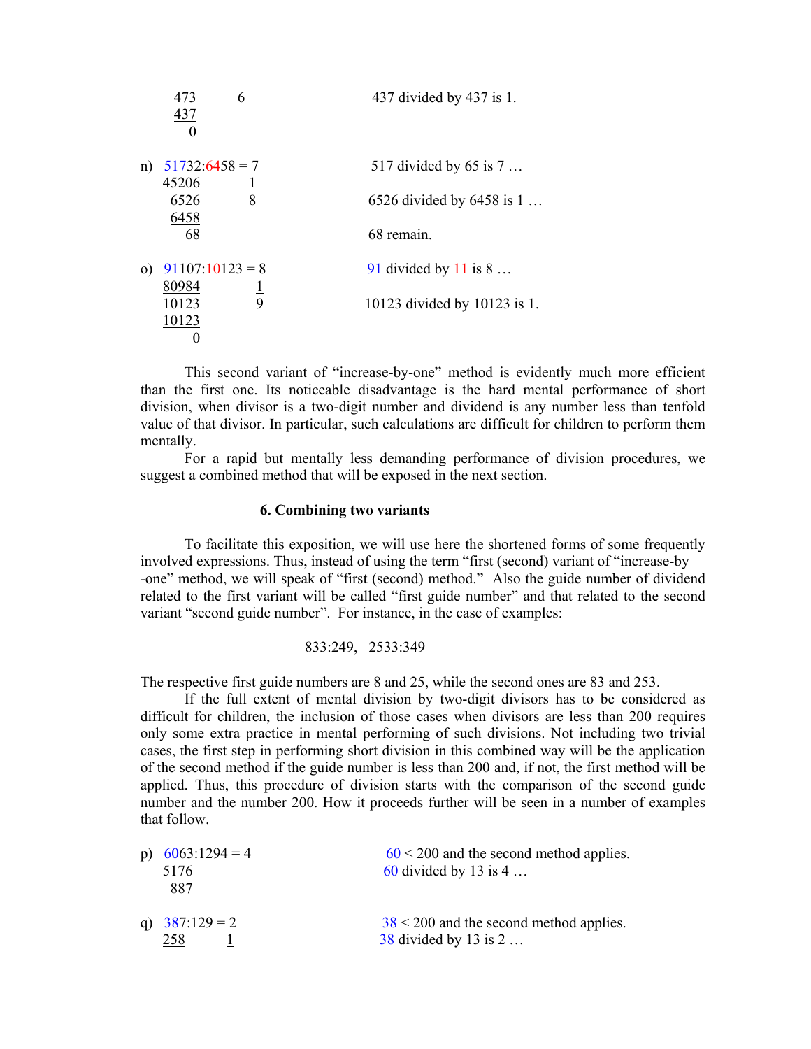```
   473        6                 437 divided by 437 is 1.
   437
     0
```

```
n) 51732:6458 = 7               517 divided by 65 is 7 …
   45206      1
    6526      8                 6526 divided by 6458 is 1 …
    6458
      68                        68 remain.
```

```
o) 91107:10123 = 8              91 divided by 11 is 8 …
   80984       1
   10123       9                10123 divided by 10123 is 1.
   10123
       0
```

This second variant of "increase-by-one" method is evidently much more efficient than the first one. Its noticeable disadvantage is the hard mental performance of short division, when divisor is a two-digit number and dividend is any number less than tenfold value of that divisor. In particular, such calculations are difficult for children to perform them mentally.

For a rapid but mentally less demanding performance of division procedures, we suggest a combined method that will be exposed in the next section.

## 6. Combining two variants

To facilitate this exposition, we will use here the shortened forms of some frequently involved expressions. Thus, instead of using the term "first (second) variant of "increase-by-one" method, we will speak of "first (second) method." Also the guide number of dividend related to the first variant will be called "first guide number" and that related to the second variant "second guide number". For instance, in the case of examples:

833:249, 2533:349

The respective first guide numbers are 8 and 25, while the second ones are 83 and 253.

If the full extent of mental division by two-digit divisors has to be considered as difficult for children, the inclusion of those cases when divisors are less than 200 requires only some extra practice in mental performing of such divisions. Not including two trivial cases, the first step in performing short division in this combined way will be the application of the second method if the guide number is less than 200 and, if not, the first method will be applied. Thus, this procedure of division starts with the comparison of the second guide number and the number 200. How it proceeds further will be seen in a number of examples that follow.

```
p) 6063:1294 = 4                60 < 200 and the second method applies.
   5176                         60 divided by 13 is 4 …
    887
```

```
q) 387:129 = 2                  38 < 200 and the second method applies.
   258      1                   38 divided by 13 is 2 …
```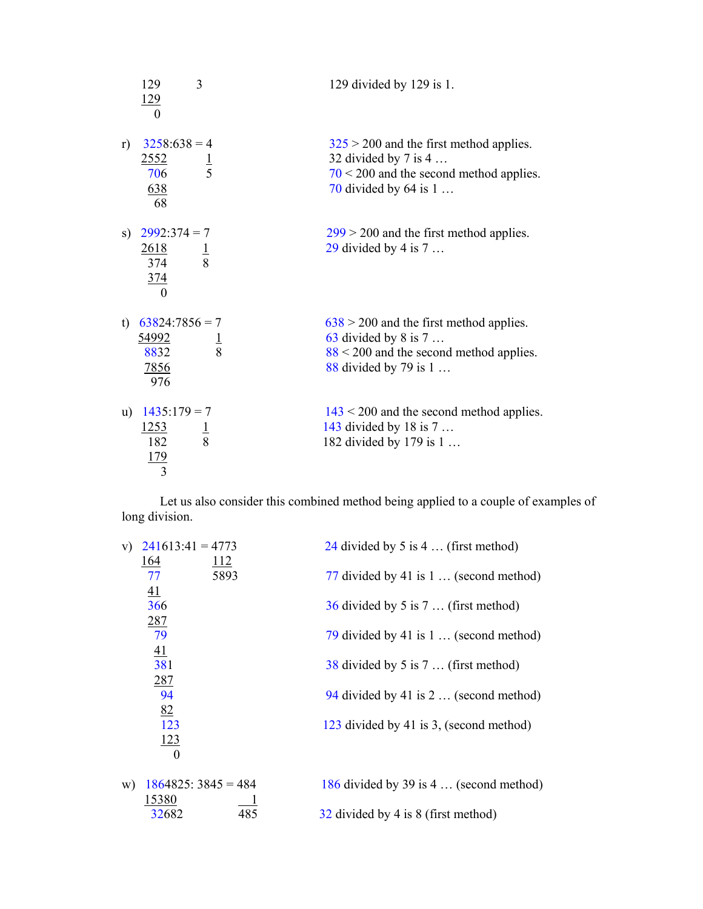```
   129        3                    129 divided by 129 is 1.
   129
     0

r)  3258:638 = 4                   325 > 200 and the first method applies.
    2552        1                  32 divided by 7 is 4 …
     706        5                  70 < 200 and the second method applies.
     638                           70 divided by 64 is 1 …
      68

s)  2992:374 = 7                   299 > 200 and the first method applies.
    2618        1                  29 divided by 4 is 7 …
     374        8
     374
       0

t)  63824:7856 = 7                 638 > 200 and the first method applies.
    54992         1                63 divided by 8 is 7 …
     8832         8                88 < 200 and the second method applies.
     7856                          88 divided by 79 is 1 …
      976

u)  1435:179 = 7                   143 < 200 and the second method applies.
    1253        1                  143 divided by 18 is 7 …
     182        8                  182 divided by 179 is 1 …
     179
       3
```

Let us also consider this combined method being applied to a couple of examples of long division.

```
v)  241613:41 = 4773               24 divided by 5 is 4 … (first method)
    164            112
     77            5893            77 divided by 41 is 1 … (second method)
     41
     366                           36 divided by 5 is 7 … (first method)
     287
      79                           79 divided by 41 is 1 … (second method)
      41
      381                          38 divided by 5 is 7 … (first method)
      287
       94                          94 divided by 41 is 2 … (second method)
       82
       123                         123 divided by 41 is 3, (second method)
       123
         0

w)  1864825: 3845 = 484            186 divided by 39 is 4 … (second method)
     15380              1
      32682           485          32 divided by 4 is 8 (first method)
```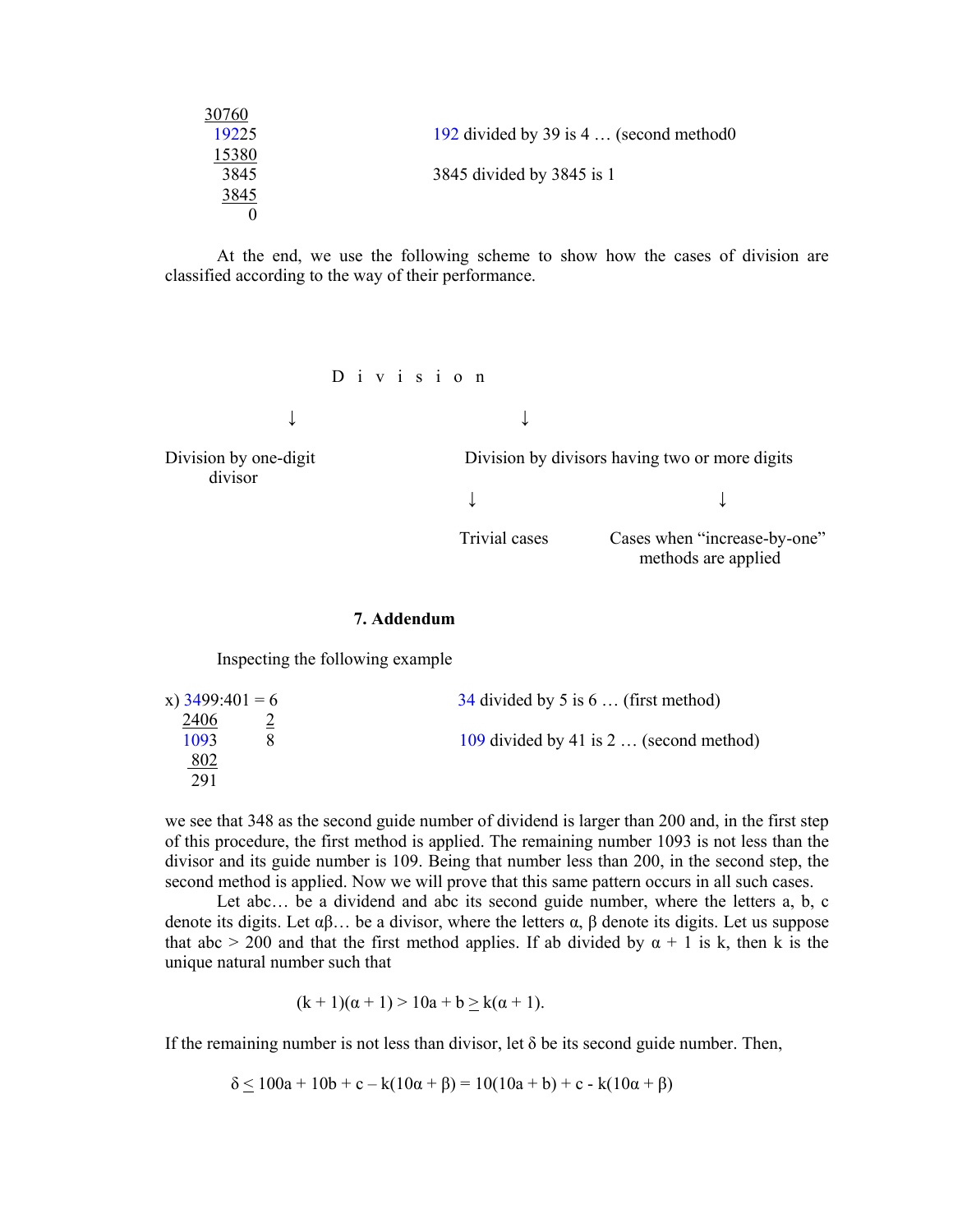```
30760
 19225          192 divided by 39 is 4 … (second method0
 15380
  3845          3845 divided by 3845 is 1
  3845
     0
```

At the end, we use the following scheme to show how the cases of division are classified according to the way of their performance.

```
                         D i v i s i o n
                 ↓                              ↓
Division by one-digit            Division by divisors having two or more digits
       divisor
                                      ↓                          ↓
                                 Trivial cases       Cases when "increase-by-one"
                                                         methods are applied
```

### 7. Addendum

Inspecting the following example

```
x) 3499:401 = 6              34 divided by 5 is 6 … (first method)
   2406       2
   1093       8              109 divided by 41 is 2 … (second method)
    802
    291
```

we see that 348 as the second guide number of dividend is larger than 200 and, in the first step of this procedure, the first method is applied. The remaining number 1093 is not less than the divisor and its guide number is 109. Being that number less than 200, in the second step, the second method is applied. Now we will prove that this same pattern occurs in all such cases.

Let abc… be a dividend and abc its second guide number, where the letters a, b, c denote its digits. Let $\alpha\beta\ldots$ be a divisor, where the letters $\alpha$, $\beta$ denote its digits. Let us suppose that abc > 200 and that the first method applies. If ab divided by $\alpha + 1$ is k, then k is the unique natural number such that

$$(k + 1)(\alpha + 1) > 10a + b \geq k(\alpha + 1).$$

If the remaining number is not less than divisor, let $\delta$ be its second guide number. Then,

$$\delta \leq 100a + 10b + c - k(10\alpha + \beta) = 10(10a + b) + c - k(10\alpha + \beta)$$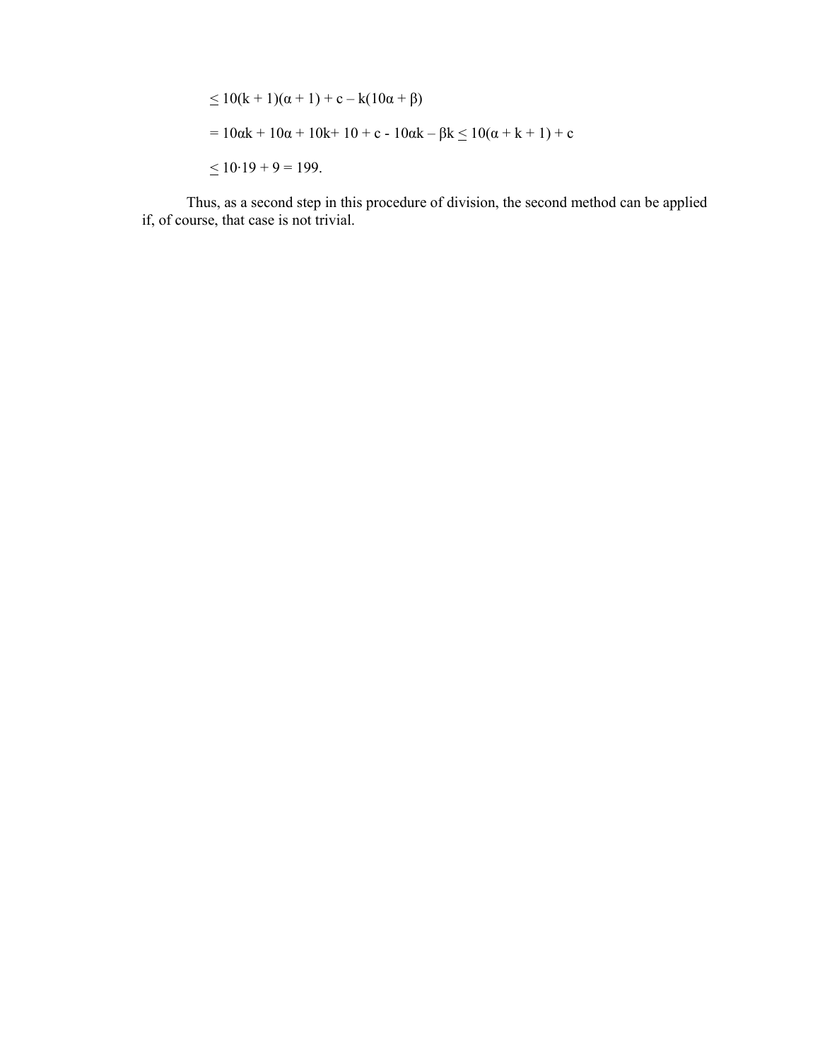$$\leq 10(k + 1)(\alpha + 1) + c - k(10\alpha + \beta)$$

$$= 10\alpha k + 10\alpha + 10k + 10 + c - 10\alpha k - \beta k \leq 10(\alpha + k + 1) + c$$

$$\leq 10 \cdot 19 + 9 = 199.$$

Thus, as a second step in this procedure of division, the second method can be applied if, of course, that case is not trivial.